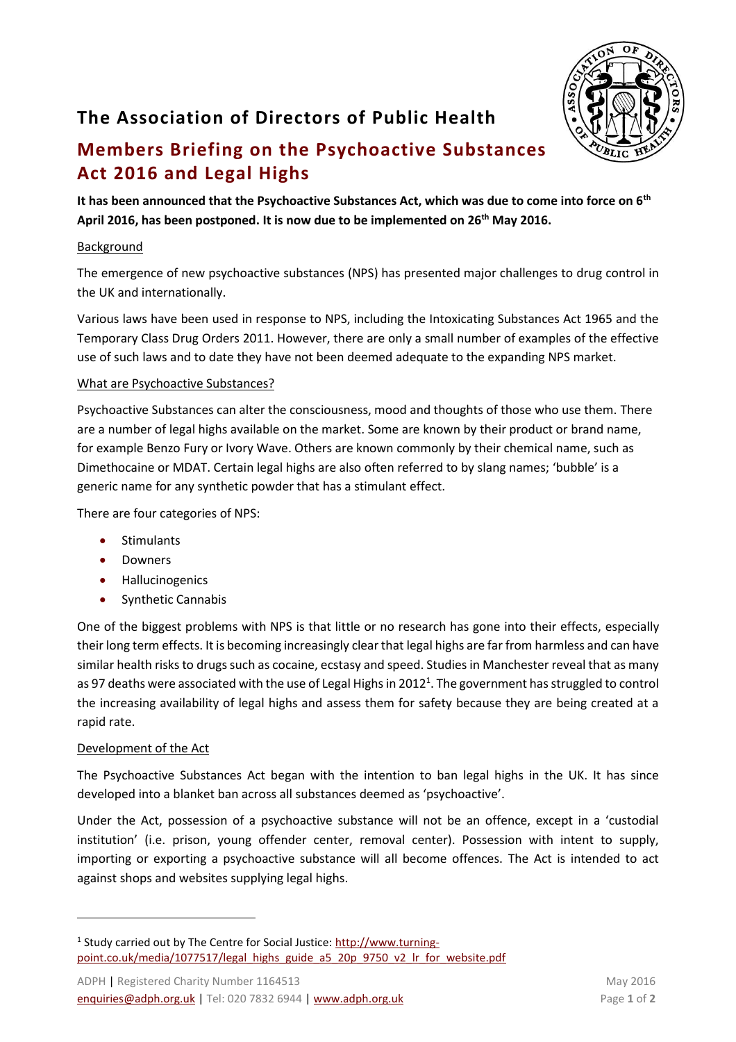# The Association of Directors of Public Health

## Members Briefing on the Psychoactive Substances Act 2016 and Legal Highs

**It has been announced that the Psychoactive Substances Act, which was due to come into force on 6th April 2016, has been postponed. It is now due to be implemented on 26th May 2016.**

### Background

The emergence of new psychoactive substances (NPS) has presented major challenges to drug control in the UK and internationally.

Various laws have been used in response to NPS, including the Intoxicating Substances Act 1965 and the Temporary Class Drug Orders 2011. However, there are only a small number of examples of the effective use of such laws and to date they have not been deemed adequate to the expanding NPS market.

### What are Psychoactive Substances?

Psychoactive Substances can alter the consciousness, mood and thoughts of those who use them. There are a number of legal highs available on the market. Some are known by their product or brand name, for example Benzo Fury or Ivory Wave. Others are known commonly by their chemical name, such as Dimethocaine or MDAT. Certain legal highs are also often referred to by slang names; 'bubble' is a generic name for any synthetic powder that has a stimulant effect.

There are four categories of NPS:

- Stimulants
- Downers
- Hallucinogenics
- Synthetic Cannabis

One of the biggest problems with NPS is that little or no research has gone into their effects, especially their long term effects. It is becoming increasingly clear that legal highs are far from harmless and can have similar health risks to drugs such as cocaine, ecstasy and speed. Studies in Manchester reveal that as many as 97 deaths were associated with the use of Legal Highs in 2012[1]. The government has struggled to control the increasing availability of legal highs and assess them for safety because they are being created at a rapid rate.

### Development of the Act

The Psychoactive Substances Act began with the intention to ban legal highs in the UK. It has since developed into a blanket ban across all substances deemed as 'psychoactive'.

Under the Act, possession of a psychoactive substance will not be an offence, except in a 'custodial institution' (i.e. prison, young offender center, removal center). Possession with intent to supply, importing or exporting a psychoactive substance will all become offences. The Act is intended to act against shops and websites supplying legal highs.

---

[1] Study carried out by The Centre for Social Justice: http://www.turning-point.co.uk/media/1077517/legal_highs_guide_a5_20p_9750_v2_lr_for_website.pdf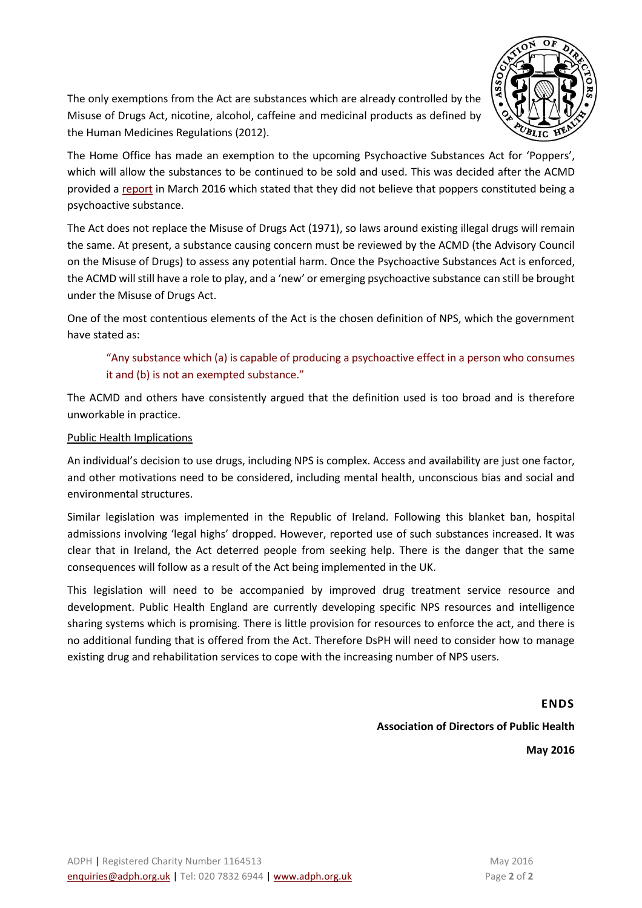The only exemptions from the Act are substances which are already controlled by the Misuse of Drugs Act, nicotine, alcohol, caffeine and medicinal products as defined by the Human Medicines Regulations (2012).

The Home Office has made an exemption to the upcoming Psychoactive Substances Act for 'Poppers', which will allow the substances to be continued to be sold and used. This was decided after the ACMD provided a report in March 2016 which stated that they did not believe that poppers constituted being a psychoactive substance.

The Act does not replace the Misuse of Drugs Act (1971), so laws around existing illegal drugs will remain the same. At present, a substance causing concern must be reviewed by the ACMD (the Advisory Council on the Misuse of Drugs) to assess any potential harm. Once the Psychoactive Substances Act is enforced, the ACMD will still have a role to play, and a 'new' or emerging psychoactive substance can still be brought under the Misuse of Drugs Act.

One of the most contentious elements of the Act is the chosen definition of NPS, which the government have stated as:

> "Any substance which (a) is capable of producing a psychoactive effect in a person who consumes it and (b) is not an exempted substance."

The ACMD and others have consistently argued that the definition used is too broad and is therefore unworkable in practice.

Public Health Implications

An individual's decision to use drugs, including NPS is complex. Access and availability are just one factor, and other motivations need to be considered, including mental health, unconscious bias and social and environmental structures.

Similar legislation was implemented in the Republic of Ireland. Following this blanket ban, hospital admissions involving 'legal highs' dropped. However, reported use of such substances increased. It was clear that in Ireland, the Act deterred people from seeking help. There is the danger that the same consequences will follow as a result of the Act being implemented in the UK.

This legislation will need to be accompanied by improved drug treatment service resource and development. Public Health England are currently developing specific NPS resources and intelligence sharing systems which is promising. There is little provision for resources to enforce the act, and there is no additional funding that is offered from the Act. Therefore DsPH will need to consider how to manage existing drug and rehabilitation services to cope with the increasing number of NPS users.

**ENDS**

**Association of Directors of Public Health**

**May 2016**